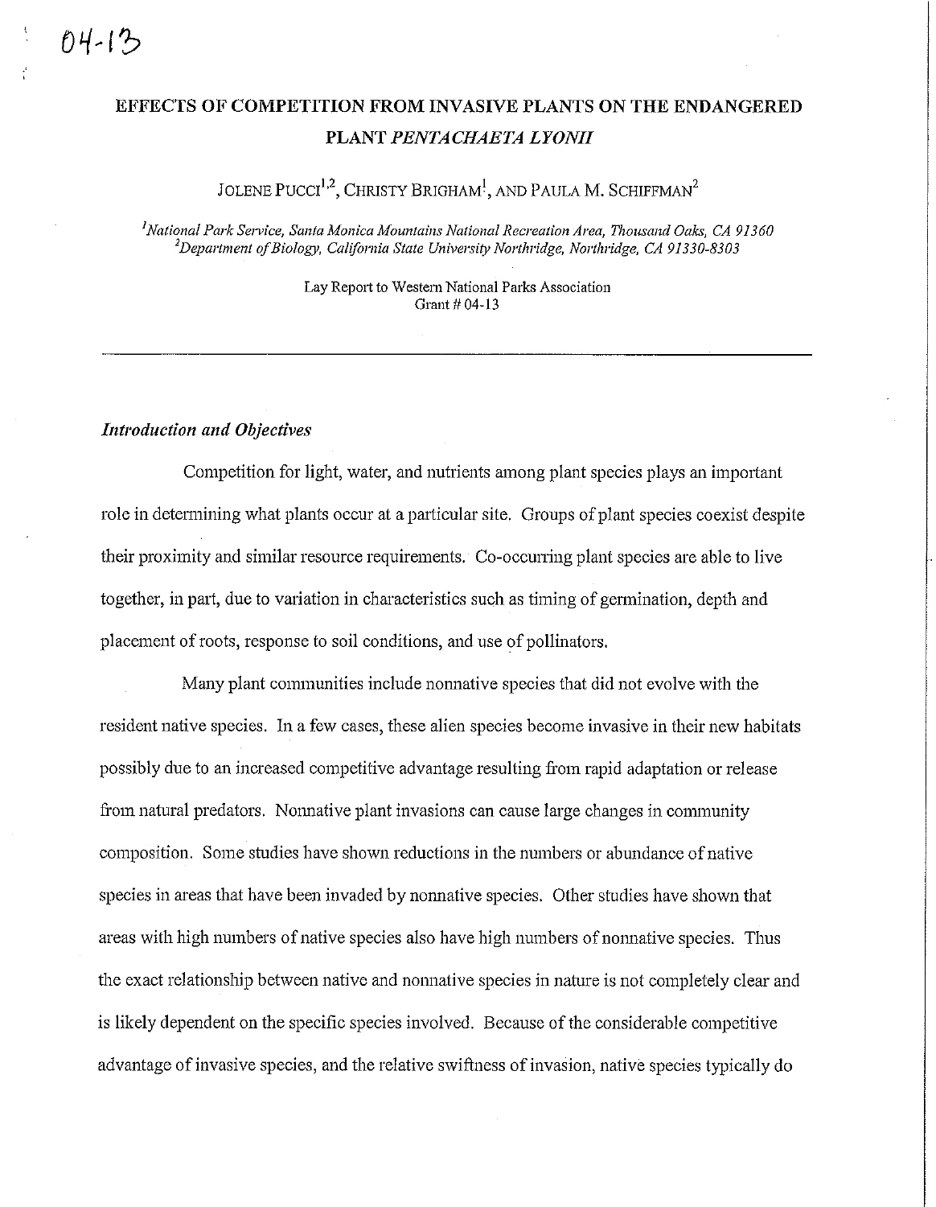04-13

# EFFECTS OF COMPETITION FROM INVASIVE PLANTS ON THE ENDANGERED PLANT *PENTACHAETA LYONII*

JOLENE PUCCI[1,2], CHRISTY BRIGHAM[1], AND PAULA M. SCHIFFMAN[2]

[1]*National Park Service, Santa Monica Mountains National Recreation Area, Thousand Oaks, CA 91360*
[2]*Department of Biology, California State University Northridge, Northridge, CA 91330-8303*

Lay Report to Western National Parks Association
Grant # 04-13

---

### *Introduction and Objectives*

Competition for light, water, and nutrients among plant species plays an important role in determining what plants occur at a particular site. Groups of plant species coexist despite their proximity and similar resource requirements. Co-occurring plant species are able to live together, in part, due to variation in characteristics such as timing of germination, depth and placement of roots, response to soil conditions, and use of pollinators.

Many plant communities include nonnative species that did not evolve with the resident native species. In a few cases, these alien species become invasive in their new habitats possibly due to an increased competitive advantage resulting from rapid adaptation or release from natural predators. Nonnative plant invasions can cause large changes in community composition. Some studies have shown reductions in the numbers or abundance of native species in areas that have been invaded by nonnative species. Other studies have shown that areas with high numbers of native species also have high numbers of nonnative species. Thus the exact relationship between native and nonnative species in nature is not completely clear and is likely dependent on the specific species involved. Because of the considerable competitive advantage of invasive species, and the relative swiftness of invasion, native species typically do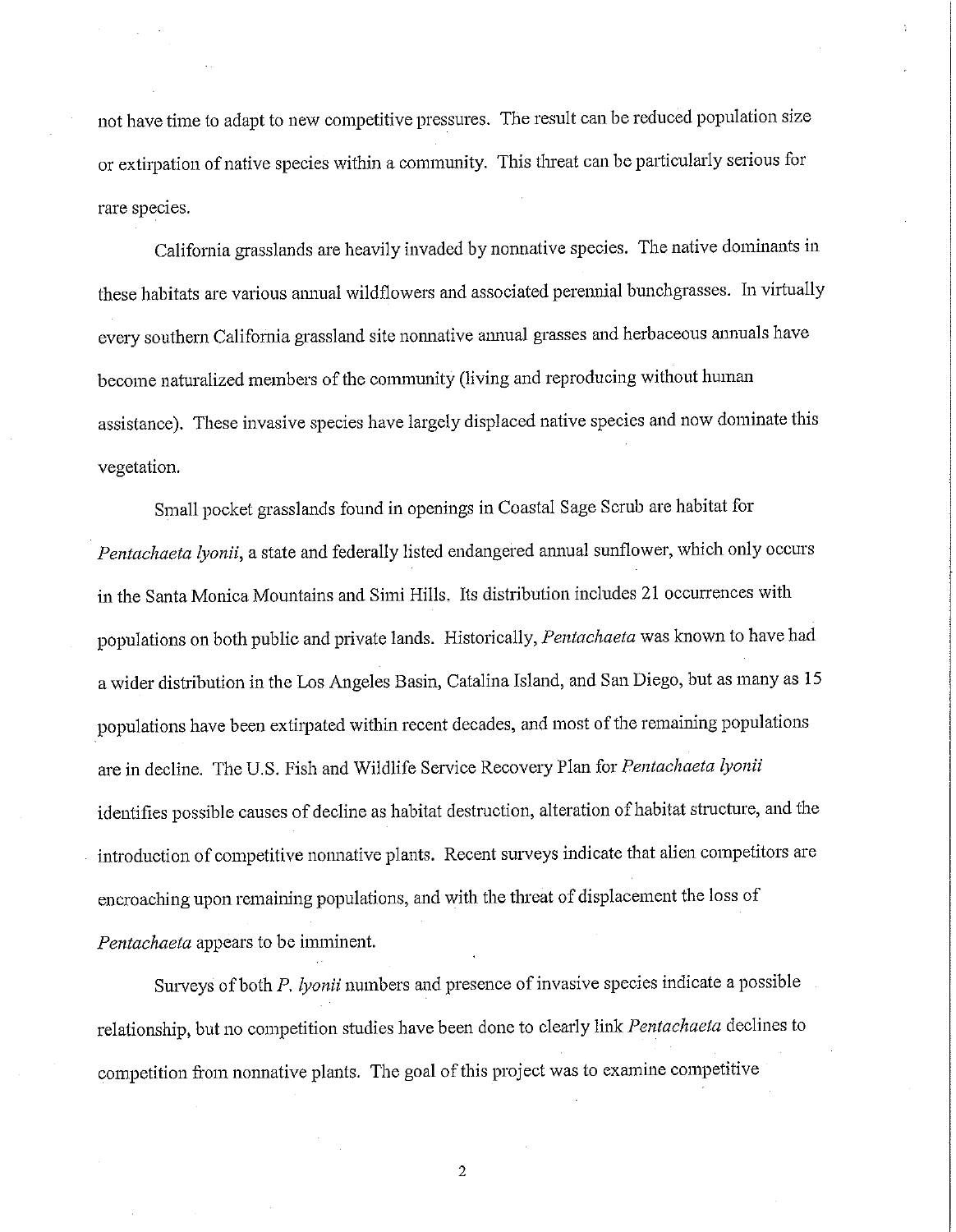not have time to adapt to new competitive pressures. The result can be reduced population size or extirpation of native species within a community. This threat can be particularly serious for rare species.

California grasslands are heavily invaded by nonnative species. The native dominants in these habitats are various annual wildflowers and associated perennial bunchgrasses. In virtually every southern California grassland site nonnative annual grasses and herbaceous annuals have become naturalized members of the community (living and reproducing without human assistance). These invasive species have largely displaced native species and now dominate this vegetation.

Small pocket grasslands found in openings in Coastal Sage Scrub are habitat for *Pentachaeta lyonii*, a state and federally listed endangered annual sunflower, which only occurs in the Santa Monica Mountains and Simi Hills. Its distribution includes 21 occurrences with populations on both public and private lands. Historically, *Pentachaeta* was known to have had a wider distribution in the Los Angeles Basin, Catalina Island, and San Diego, but as many as 15 populations have been extirpated within recent decades, and most of the remaining populations are in decline. The U.S. Fish and Wildlife Service Recovery Plan for *Pentachaeta lyonii* identifies possible causes of decline as habitat destruction, alteration of habitat structure, and the introduction of competitive nonnative plants. Recent surveys indicate that alien competitors are encroaching upon remaining populations, and with the threat of displacement the loss of *Pentachaeta* appears to be imminent.

Surveys of both *P. lyonii* numbers and presence of invasive species indicate a possible relationship, but no competition studies have been done to clearly link *Pentachaeta* declines to competition from nonnative plants. The goal of this project was to examine competitive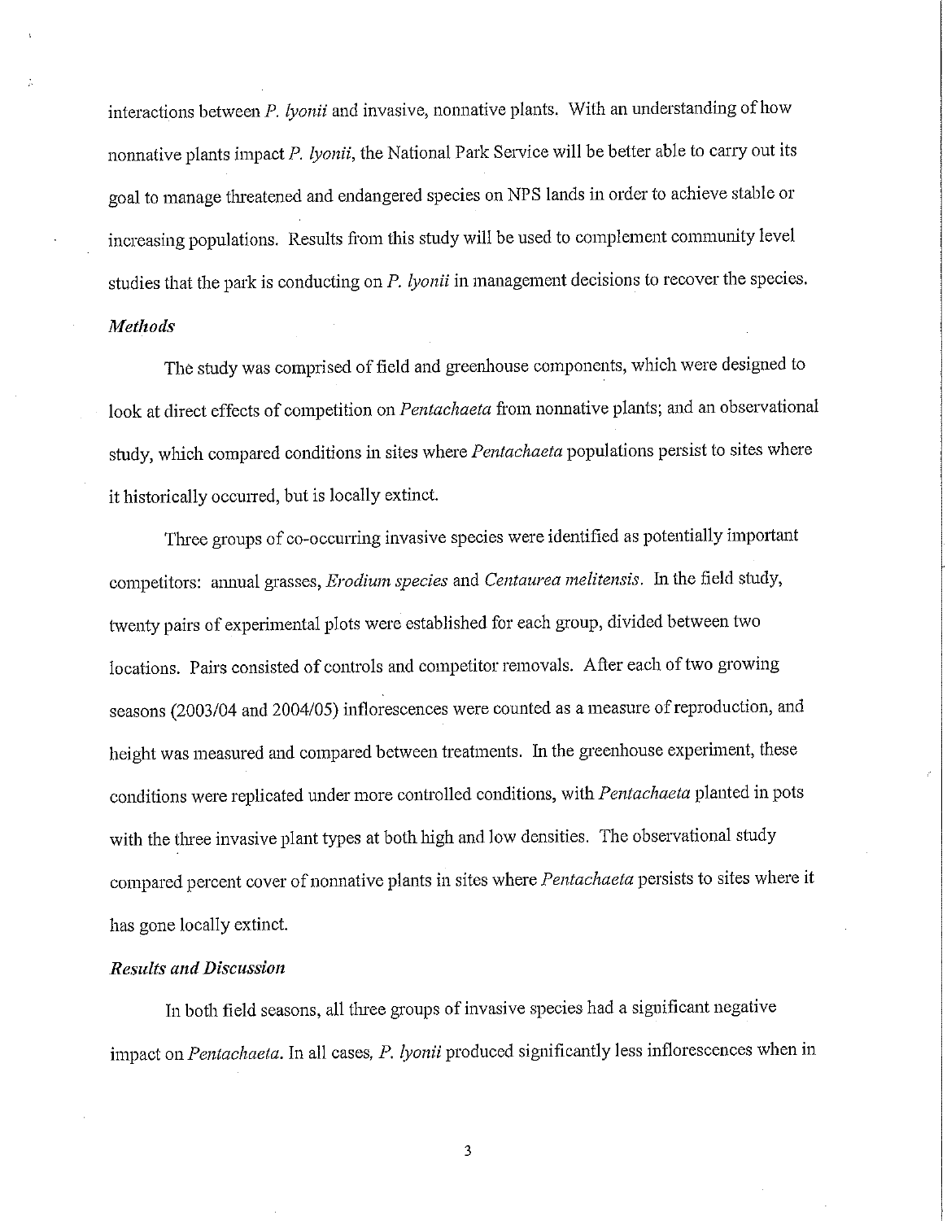interactions between *P. lyonii* and invasive, nonnative plants. With an understanding of how nonnative plants impact *P. lyonii*, the National Park Service will be better able to carry out its goal to manage threatened and endangered species on NPS lands in order to achieve stable or increasing populations. Results from this study will be used to complement community level studies that the park is conducting on *P. lyonii* in management decisions to recover the species.

### *Methods*

The study was comprised of field and greenhouse components, which were designed to look at direct effects of competition on *Pentachaeta* from nonnative plants; and an observational study, which compared conditions in sites where *Pentachaeta* populations persist to sites where it historically occurred, but is locally extinct.

Three groups of co-occurring invasive species were identified as potentially important competitors: annual grasses, *Erodium species* and *Centaurea melitensis*. In the field study, twenty pairs of experimental plots were established for each group, divided between two locations. Pairs consisted of controls and competitor removals. After each of two growing seasons (2003/04 and 2004/05) inflorescences were counted as a measure of reproduction, and height was measured and compared between treatments. In the greenhouse experiment, these conditions were replicated under more controlled conditions, with *Pentachaeta* planted in pots with the three invasive plant types at both high and low densities. The observational study compared percent cover of nonnative plants in sites where *Pentachaeta* persists to sites where it has gone locally extinct.

### *Results and Discussion*

In both field seasons, all three groups of invasive species had a significant negative impact on *Pentachaeta*. In all cases, *P. lyonii* produced significantly less inflorescences when in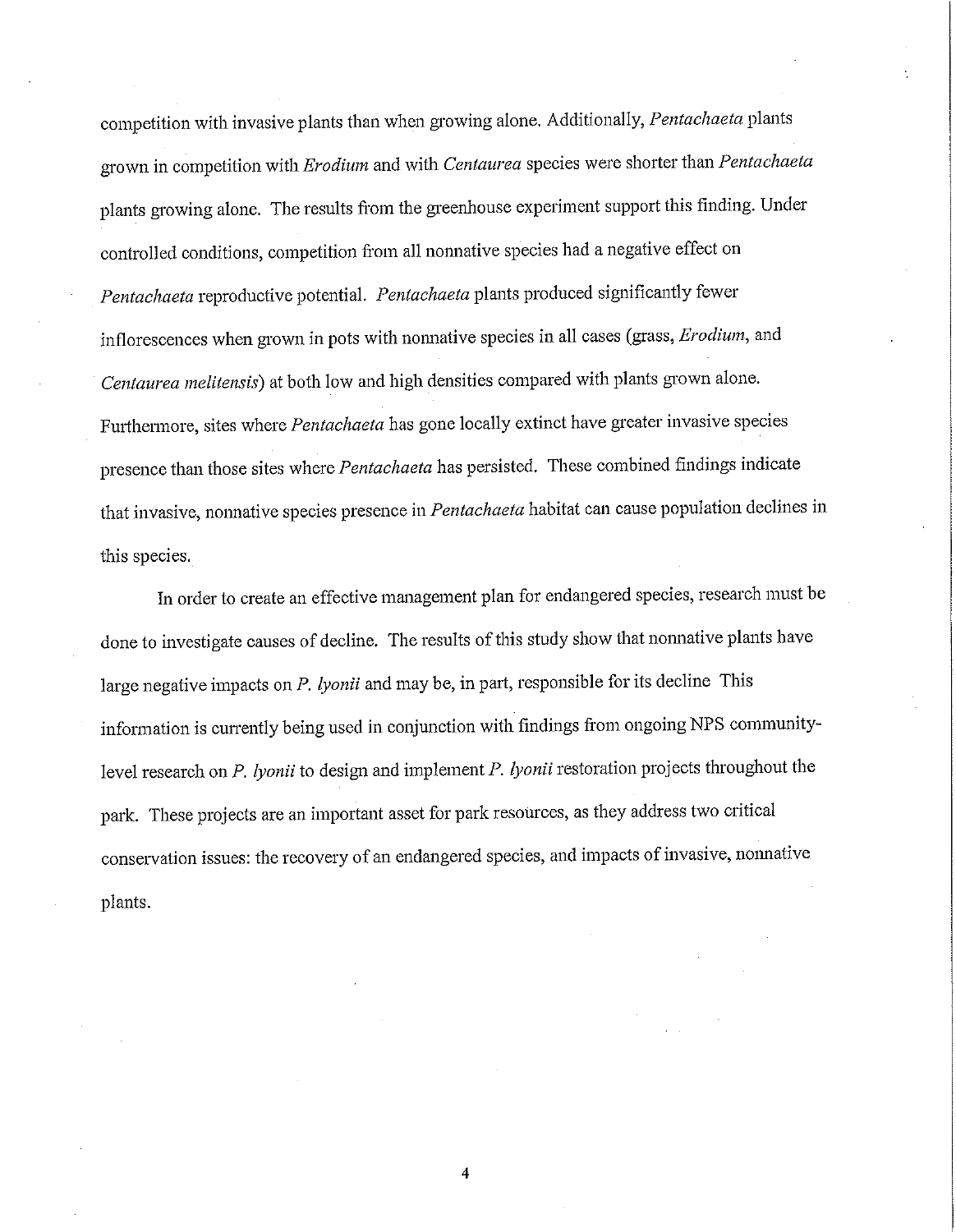competition with invasive plants than when growing alone. Additionally, *Pentachaeta* plants grown in competition with *Erodium* and with *Centaurea* species were shorter than *Pentachaeta* plants growing alone. The results from the greenhouse experiment support this finding. Under controlled conditions, competition from all nonnative species had a negative effect on *Pentachaeta* reproductive potential. *Pentachaeta* plants produced significantly fewer inflorescences when grown in pots with nonnative species in all cases (grass, *Erodium*, and *Centaurea melitensis*) at both low and high densities compared with plants grown alone. Furthermore, sites where *Pentachaeta* has gone locally extinct have greater invasive species presence than those sites where *Pentachaeta* has persisted. These combined findings indicate that invasive, nonnative species presence in *Pentachaeta* habitat can cause population declines in this species.

In order to create an effective management plan for endangered species, research must be done to investigate causes of decline. The results of this study show that nonnative plants have large negative impacts on *P. lyonii* and may be, in part, responsible for its decline This information is currently being used in conjunction with findings from ongoing NPS community-level research on *P. lyonii* to design and implement *P. lyonii* restoration projects throughout the park. These projects are an important asset for park resources, as they address two critical conservation issues: the recovery of an endangered species, and impacts of invasive, nonnative plants.